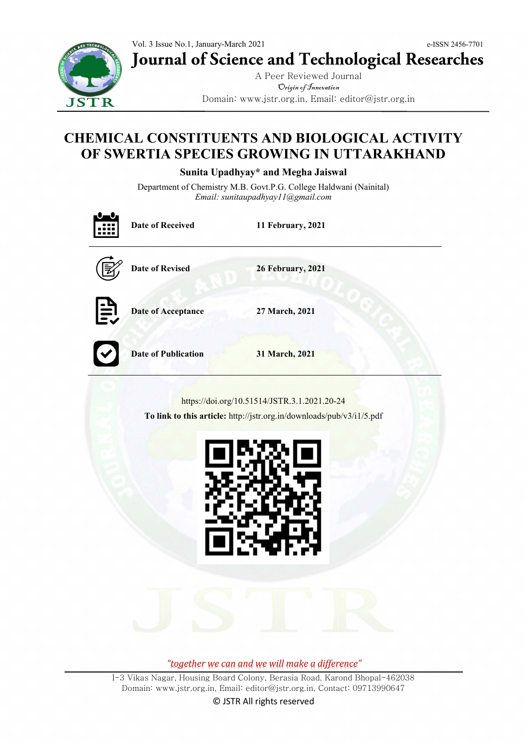Vol. 3 Issue No.1, January-March 2021

e-ISSN 2456-7701

# Journal of Science and Technological Researches

A Peer Reviewed Journal

*Origin of Innovation*

Domain: www.jstr.org.in, Email: editor@jstr.org.in

# CHEMICAL CONSTITUENTS AND BIOLOGICAL ACTIVITY OF SWERTIA SPECIES GROWING IN UTTARAKHAND

**Sunita Upadhyay* and Megha Jaiswal**

Department of Chemistry M.B. Govt.P.G. College Haldwani (Nainital)

*Email: sunitaupadhyay11@gmail.com*

| | |
|---|---|
| **Date of Received** | **11 February, 2021** |
| **Date of Revised** | **26 February, 2021** |
| **Date of Acceptance** | **27 March, 2021** |
| **Date of Publication** | **31 March, 2021** |

https://doi.org/10.51514/JSTR.3.1.2021.20-24

**To link to this article:** http://jstr.org.in/downloads/pub/v3/i1/5.pdf

*"together we can and we will make a difference"*

I-3 Vikas Nagar, Housing Board Colony, Berasia Road, Karond Bhopal-462038

Domain: www.jstr.org.in, Email: editor@jstr.org.in, Contact: 09713990647

© JSTR All rights reserved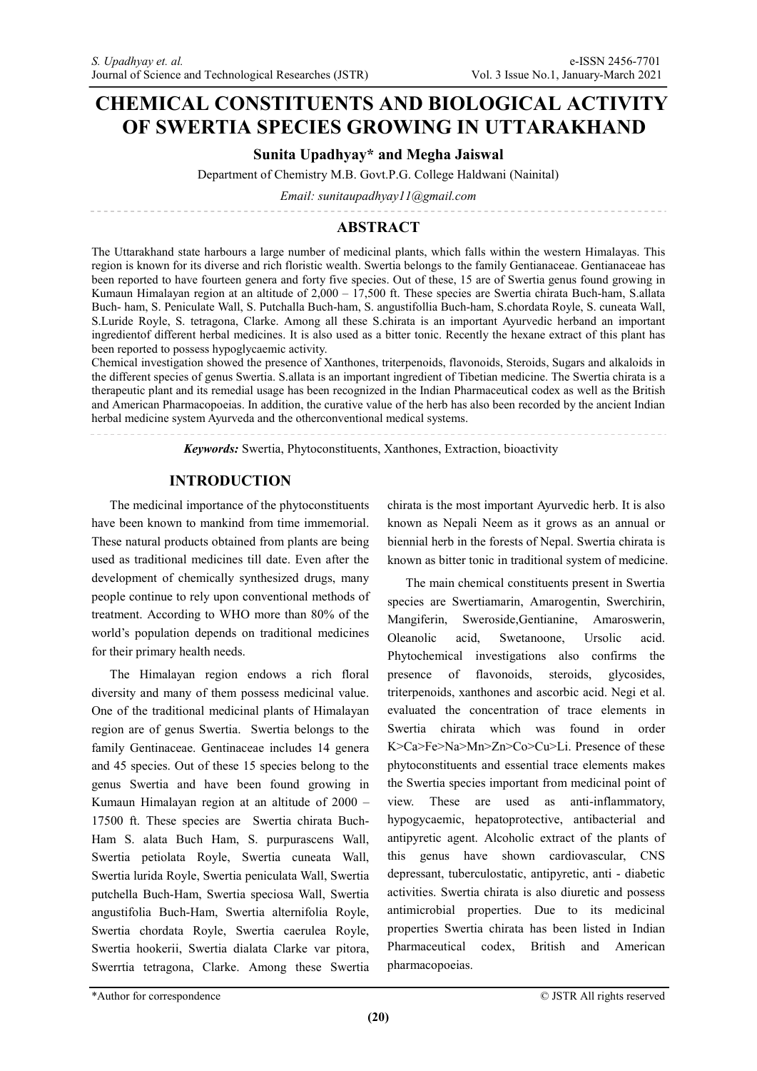# CHEMICAL CONSTITUENTS AND BIOLOGICAL ACTIVITY OF SWERTIA SPECIES GROWING IN UTTARAKHAND

**Sunita Upadhyay\* and Megha Jaiswal**

Department of Chemistry M.B. Govt.P.G. College Haldwani (Nainital)

*Email: sunitaupadhyay11@gmail.com*

## ABSTRACT

The Uttarakhand state harbours a large number of medicinal plants, which falls within the western Himalayas. This region is known for its diverse and rich floristic wealth. Swertia belongs to the family Gentianaceae. Gentianaceae has been reported to have fourteen genera and forty five species. Out of these, 15 are of Swertia genus found growing in Kumaun Himalayan region at an altitude of 2,000 – 17,500 ft. These species are Swertia chirata Buch-ham, S.allata Buch- ham, S. Peniculate Wall, S. Putchalla Buch-ham, S. angustifollia Buch-ham, S.chordata Royle, S. cuneata Wall, S.Luride Royle, S. tetragona, Clarke. Among all these S.chirata is an important Ayurvedic herband an important ingredientof different herbal medicines. It is also used as a bitter tonic. Recently the hexane extract of this plant has been reported to possess hypoglycaemic activity.

Chemical investigation showed the presence of Xanthones, triterpenoids, flavonoids, Steroids, Sugars and alkaloids in the different species of genus Swertia. S.allata is an important ingredient of Tibetian medicine. The Swertia chirata is a therapeutic plant and its remedial usage has been recognized in the Indian Pharmaceutical codex as well as the British and American Pharmacopoeias. In addition, the curative value of the herb has also been recorded by the ancient Indian herbal medicine system Ayurveda and the otherconventional medical systems.

***Keywords:*** Swertia, Phytoconstituents, Xanthones, Extraction, bioactivity

## INTRODUCTION

The medicinal importance of the phytoconstituents have been known to mankind from time immemorial. These natural products obtained from plants are being used as traditional medicines till date. Even after the development of chemically synthesized drugs, many people continue to rely upon conventional methods of treatment. According to WHO more than 80% of the world's population depends on traditional medicines for their primary health needs.

The Himalayan region endows a rich floral diversity and many of them possess medicinal value. One of the traditional medicinal plants of Himalayan region are of genus Swertia. Swertia belongs to the family Gentinaceae. Gentinaceae includes 14 genera and 45 species. Out of these 15 species belong to the genus Swertia and have been found growing in Kumaun Himalayan region at an altitude of 2000 – 17500 ft. These species are Swertia chirata Buch-Ham S. alata Buch Ham, S. purpurascens Wall, Swertia petiolata Royle, Swertia cuneata Wall, Swertia lurida Royle, Swertia peniculata Wall, Swertia putchella Buch-Ham, Swertia speciosa Wall, Swertia angustifolia Buch-Ham, Swertia alternifolia Royle, Swertia chordata Royle, Swertia caerulea Royle, Swertia hookerii, Swertia dialata Clarke var pitora, Swerrtia tetragona, Clarke. Among these Swertia chirata is the most important Ayurvedic herb. It is also known as Nepali Neem as it grows as an annual or biennial herb in the forests of Nepal. Swertia chirata is known as bitter tonic in traditional system of medicine.

The main chemical constituents present in Swertia species are Swertiamarin, Amarogentin, Swerchirin, Mangiferin, Sweroside,Gentianine, Amaroswerin, Oleanolic acid, Swetanoone, Ursolic acid. Phytochemical investigations also confirms the presence of flavonoids, steroids, glycosides, triterpenoids, xanthones and ascorbic acid. Negi et al. evaluated the concentration of trace elements in Swertia chirata which was found in order K>Ca>Fe>Na>Mn>Zn>Co>Cu>Li. Presence of these phytoconstituents and essential trace elements makes the Swertia species important from medicinal point of view. These are used as anti-inflammatory, hypogycaemic, hepatoprotective, antibacterial and antipyretic agent. Alcoholic extract of the plants of this genus have shown cardiovascular, CNS depressant, tuberculostatic, antipyretic, anti - diabetic activities. Swertia chirata is also diuretic and possess antimicrobial properties. Due to its medicinal properties Swertia chirata has been listed in Indian Pharmaceutical codex, British and American pharmacopoeias.

\*Author for correspondence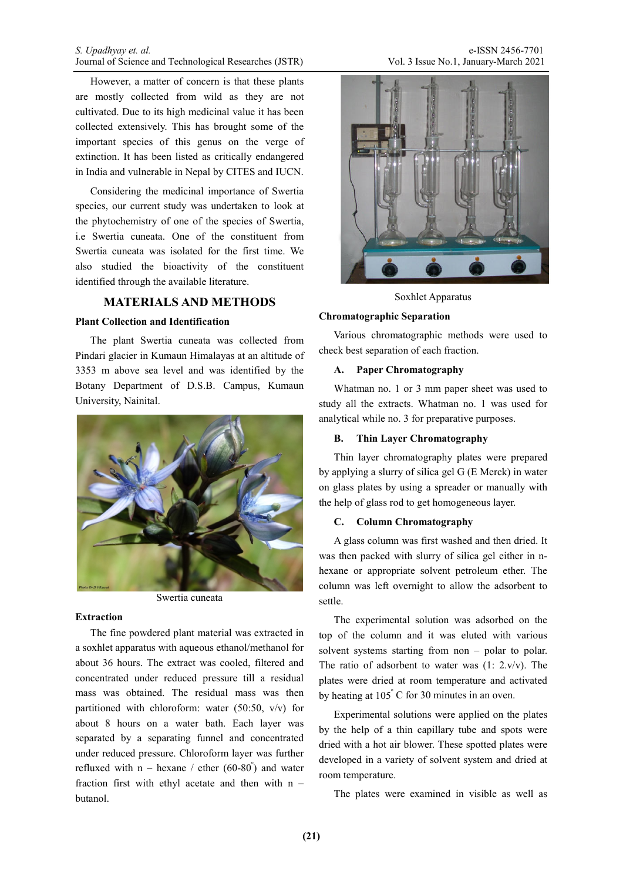However, a matter of concern is that these plants are mostly collected from wild as they are not cultivated. Due to its high medicinal value it has been collected extensively. This has brought some of the important species of this genus on the verge of extinction. It has been listed as critically endangered in India and vulnerable in Nepal by CITES and IUCN.

Considering the medicinal importance of Swertia species, our current study was undertaken to look at the phytochemistry of one of the species of Swertia, i.e Swertia cuneata. One of the constituent from Swertia cuneata was isolated for the first time. We also studied the bioactivity of the constituent identified through the available literature.

## MATERIALS AND METHODS

### Plant Collection and Identification

The plant Swertia cuneata was collected from Pindari glacier in Kumaun Himalayas at an altitude of 3353 m above sea level and was identified by the Botany Department of D.S.B. Campus, Kumaun University, Nainital.

Swertia cuneata

### Extraction

The fine powdered plant material was extracted in a soxhlet apparatus with aqueous ethanol/methanol for about 36 hours. The extract was cooled, filtered and concentrated under reduced pressure till a residual mass was obtained. The residual mass was then partitioned with chloroform: water (50:50, v/v) for about 8 hours on a water bath. Each layer was separated by a separating funnel and concentrated under reduced pressure. Chloroform layer was further refluxed with n – hexane / ether (60-80$^{\circ}$) and water fraction first with ethyl acetate and then with n – butanol.

Soxhlet Apparatus

### Chromatographic Separation

Various chromatographic methods were used to check best separation of each fraction.

#### A. Paper Chromatography

Whatman no. 1 or 3 mm paper sheet was used to study all the extracts. Whatman no. 1 was used for analytical while no. 3 for preparative purposes.

#### B. Thin Layer Chromatography

Thin layer chromatography plates were prepared by applying a slurry of silica gel G (E Merck) in water on glass plates by using a spreader or manually with the help of glass rod to get homogeneous layer.

#### C. Column Chromatography

A glass column was first washed and then dried. It was then packed with slurry of silica gel either in n-hexane or appropriate solvent petroleum ether. The column was left overnight to allow the adsorbent to settle.

The experimental solution was adsorbed on the top of the column and it was eluted with various solvent systems starting from non – polar to polar. The ratio of adsorbent to water was (1: 2.v/v). The plates were dried at room temperature and activated by heating at 105$^{\circ}$ C for 30 minutes in an oven.

Experimental solutions were applied on the plates by the help of a thin capillary tube and spots were dried with a hot air blower. These spotted plates were developed in a variety of solvent system and dried at room temperature.

The plates were examined in visible as well as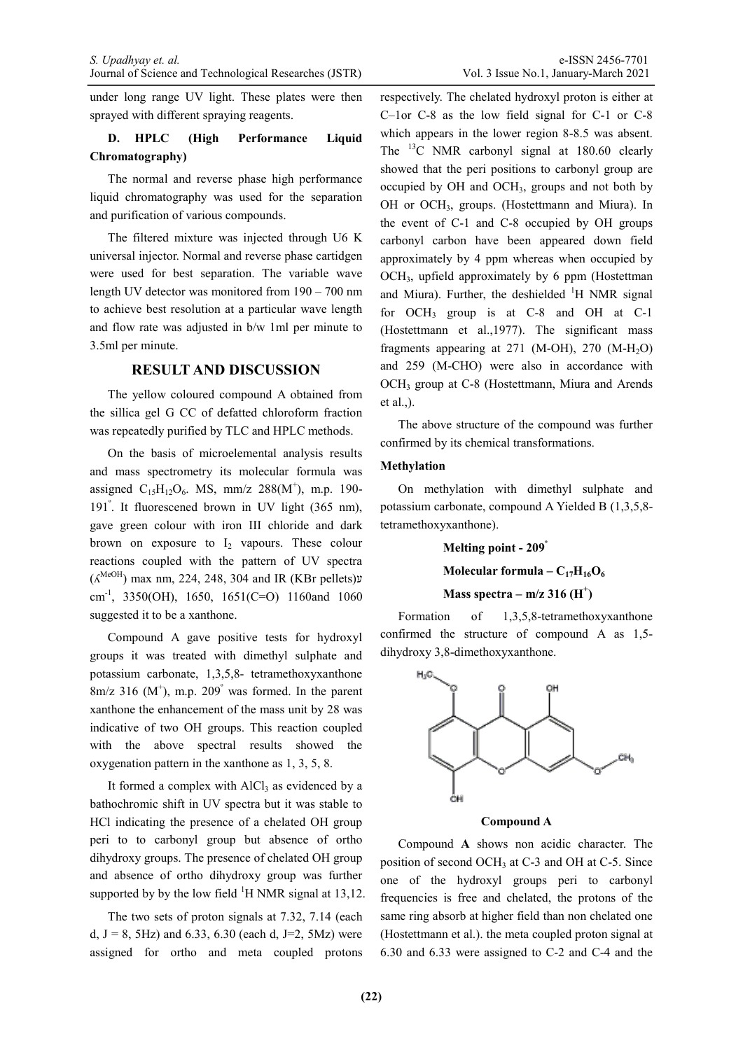under long range UV light. These plates were then sprayed with different spraying reagents.

### D. HPLC (High Performance Liquid Chromatography)

The normal and reverse phase high performance liquid chromatography was used for the separation and purification of various compounds.

The filtered mixture was injected through U6 K universal injector. Normal and reverse phase cartidgen were used for best separation. The variable wave length UV detector was monitored from 190 – 700 nm to achieve best resolution at a particular wave length and flow rate was adjusted in b/w 1ml per minute to 3.5ml per minute.

## RESULT AND DISCUSSION

The yellow coloured compound A obtained from the sillica gel G CC of defatted chloroform fraction was repeatedly purified by TLC and HPLC methods.

On the basis of microelemental analysis results and mass spectrometry its molecular formula was assigned $C_{15}H_{12}O_6$. MS, m/z 288($M^+$), m.p. 190-191°. It fluorescened brown in UV light (365 nm), gave green colour with iron III chloride and dark brown on exposure to $I_2$ vapours. These colour reactions coupled with the pattern of UV spectra ($\lambda^{MeOH}$) max nm, 224, 248, 304 and IR (KBr pellets)ע $cm^{-1}$, 3350(OH), 1650, 1651(C=O) 1160and 1060 suggested it to be a xanthone.

Compound A gave positive tests for hydroxyl groups it was treated with dimethyl sulphate and potassium carbonate, 1,3,5,8- tetramethoxyxanthone 8m/z 316 ($M^+$), m.p. 209° was formed. In the parent xanthone the enhancement of the mass unit by 28 was indicative of two OH groups. This reaction coupled with the above spectral results showed the oxygenation pattern in the xanthone as 1, 3, 5, 8.

It formed a complex with $AlCl_3$ as evidenced by a bathochromic shift in UV spectra but it was stable to HCl indicating the presence of a chelated OH group peri to to carbonyl group but absence of ortho dihydroxy groups. The presence of chelated OH group and absence of ortho dihydroxy group was further supported by by the low field $^1$H NMR signal at 13,12.

The two sets of proton signals at 7.32, 7.14 (each d, J = 8, 5Hz) and 6.33, 6.30 (each d, J=2, 5Mz) were assigned for ortho and meta coupled protons respectively. The chelated hydroxyl proton is either at C–1or C-8 as the low field signal for C-1 or C-8 which appears in the lower region 8-8.5 was absent. The $^{13}$C NMR carbonyl signal at 180.60 clearly showed that the peri positions to carbonyl group are occupied by OH and $OCH_3$, groups and not both by OH or $OCH_3$, groups. (Hostettmann and Miura). In the event of C-1 and C-8 occupied by OH groups carbonyl carbon have been appeared down field approximately by 4 ppm whereas when occupied by $OCH_3$, upfield approximately by 6 ppm (Hostettman and Miura). Further, the deshielded $^1$H NMR signal for $OCH_3$ group is at C-8 and OH at C-1 (Hostettmann et al.,1977). The significant mass fragments appearing at 271 (M-OH), 270 (M-$H_2O$) and 259 (M-CHO) were also in accordance with $OCH_3$ group at C-8 (Hostettmann, Miura and Arends et al.,).

The above structure of the compound was further confirmed by its chemical transformations.

**Methylation**

On methylation with dimethyl sulphate and potassium carbonate, compound A Yielded B (1,3,5,8-tetramethoxyxanthone).

**Melting point - 209°**

**Molecular formula – $C_{17}H_{16}O_6$**

**Mass spectra – m/z 316 ($H^+$)**

Formation of 1,3,5,8-tetramethoxyxanthone confirmed the structure of compound A as 1,5-dihydroxy 3,8-dimethoxyxanthone.

**Compound A**

Compound **A** shows non acidic character. The position of second $OCH_3$ at C-3 and OH at C-5. Since one of the hydroxyl groups peri to carbonyl frequencies is free and chelated, the protons of the same ring absorb at higher field than non chelated one (Hostettmann et al.). the meta coupled proton signal at 6.30 and 6.33 were assigned to C-2 and C-4 and the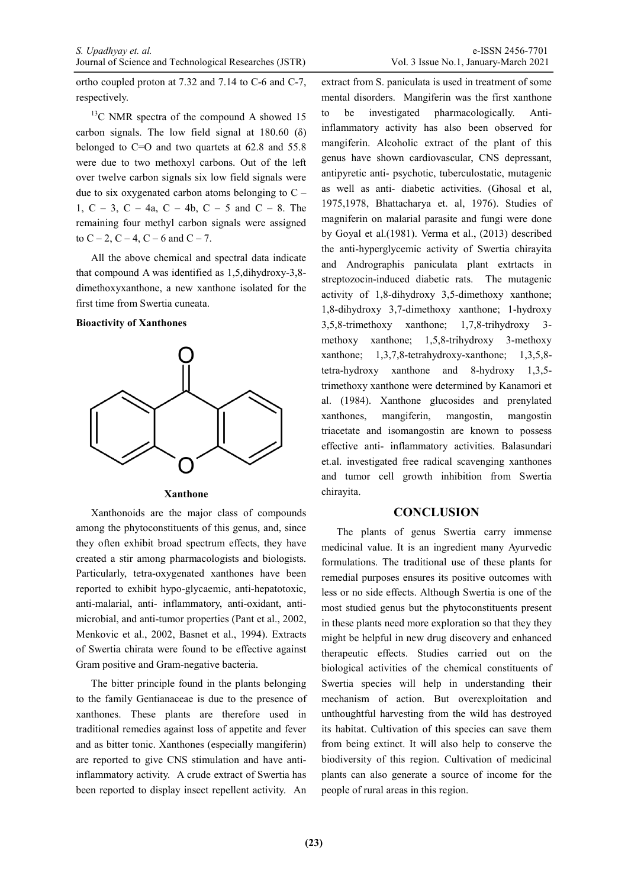ortho coupled proton at 7.32 and 7.14 to C-6 and C-7, respectively.

$^{13}$C NMR spectra of the compound A showed 15 carbon signals. The low field signal at 180.60 (δ) belonged to C=O and two quartets at 62.8 and 55.8 were due to two methoxyl carbons. Out of the left over twelve carbon signals six low field signals were due to six oxygenated carbon atoms belonging to C – 1, C – 3, C – 4a, C – 4b, C – 5 and C – 8. The remaining four methyl carbon signals were assigned to C – 2, C – 4, C – 6 and C – 7.

All the above chemical and spectral data indicate that compound A was identified as 1,5,dihydroxy-3,8-dimethoxyxanthone, a new xanthone isolated for the first time from Swertia cuneata.

**Bioactivity of Xanthones**

**Xanthone**

Xanthonoids are the major class of compounds among the phytoconstituents of this genus, and, since they often exhibit broad spectrum effects, they have created a stir among pharmacologists and biologists. Particularly, tetra-oxygenated xanthones have been reported to exhibit hypo-glycaemic, anti-hepatotoxic, anti-malarial, anti- inflammatory, anti-oxidant, anti-microbial, and anti-tumor properties (Pant et al., 2002, Menkovic et al., 2002, Basnet et al., 1994). Extracts of Swertia chirata were found to be effective against Gram positive and Gram-negative bacteria.

The bitter principle found in the plants belonging to the family Gentianaceae is due to the presence of xanthones. These plants are therefore used in traditional remedies against loss of appetite and fever and as bitter tonic. Xanthones (especially mangiferin) are reported to give CNS stimulation and have anti-inflammatory activity. A crude extract of Swertia has been reported to display insect repellent activity. An extract from S. paniculata is used in treatment of some mental disorders. Mangiferin was the first xanthone to be investigated pharmacologically. Anti-inflammatory activity has also been observed for mangiferin. Alcoholic extract of the plant of this genus have shown cardiovascular, CNS depressant, antipyretic anti- psychotic, tuberculostatic, mutagenic as well as anti- diabetic activities. (Ghosal et al, 1975,1978, Bhattacharya et. al, 1976). Studies of magniferin on malarial parasite and fungi were done by Goyal et al.(1981). Verma et al., (2013) described the anti-hyperglycemic activity of Swertia chirayita and Andrographis paniculata plant extrtacts in streptozocin-induced diabetic rats. The mutagenic activity of 1,8-dihydroxy 3,5-dimethoxy xanthone; 1,8-dihydroxy 3,7-dimethoxy xanthone; 1-hydroxy 3,5,8-trimethoxy xanthone; 1,7,8-trihydroxy 3-methoxy xanthone; 1,5,8-trihydroxy 3-methoxy xanthone; 1,3,7,8-tetrahydroxy-xanthone; 1,3,5,8-tetra-hydroxy xanthone and 8-hydroxy 1,3,5-trimethoxy xanthone were determined by Kanamori et al. (1984). Xanthone glucosides and prenylated xanthones, mangiferin, mangostin, mangostin triacetate and isomangostin are known to possess effective anti- inflammatory activities. Balasundari et.al. investigated free radical scavenging xanthones and tumor cell growth inhibition from Swertia chirayita.

## CONCLUSION

The plants of genus Swertia carry immense medicinal value. It is an ingredient many Ayurvedic formulations. The traditional use of these plants for remedial purposes ensures its positive outcomes with less or no side effects. Although Swertia is one of the most studied genus but the phytoconstituents present in these plants need more exploration so that they they might be helpful in new drug discovery and enhanced therapeutic effects. Studies carried out on the biological activities of the chemical constituents of Swertia species will help in understanding their mechanism of action. But overexploitation and unthoughtful harvesting from the wild has destroyed its habitat. Cultivation of this species can save them from being extinct. It will also help to conserve the biodiversity of this region. Cultivation of medicinal plants can also generate a source of income for the people of rural areas in this region.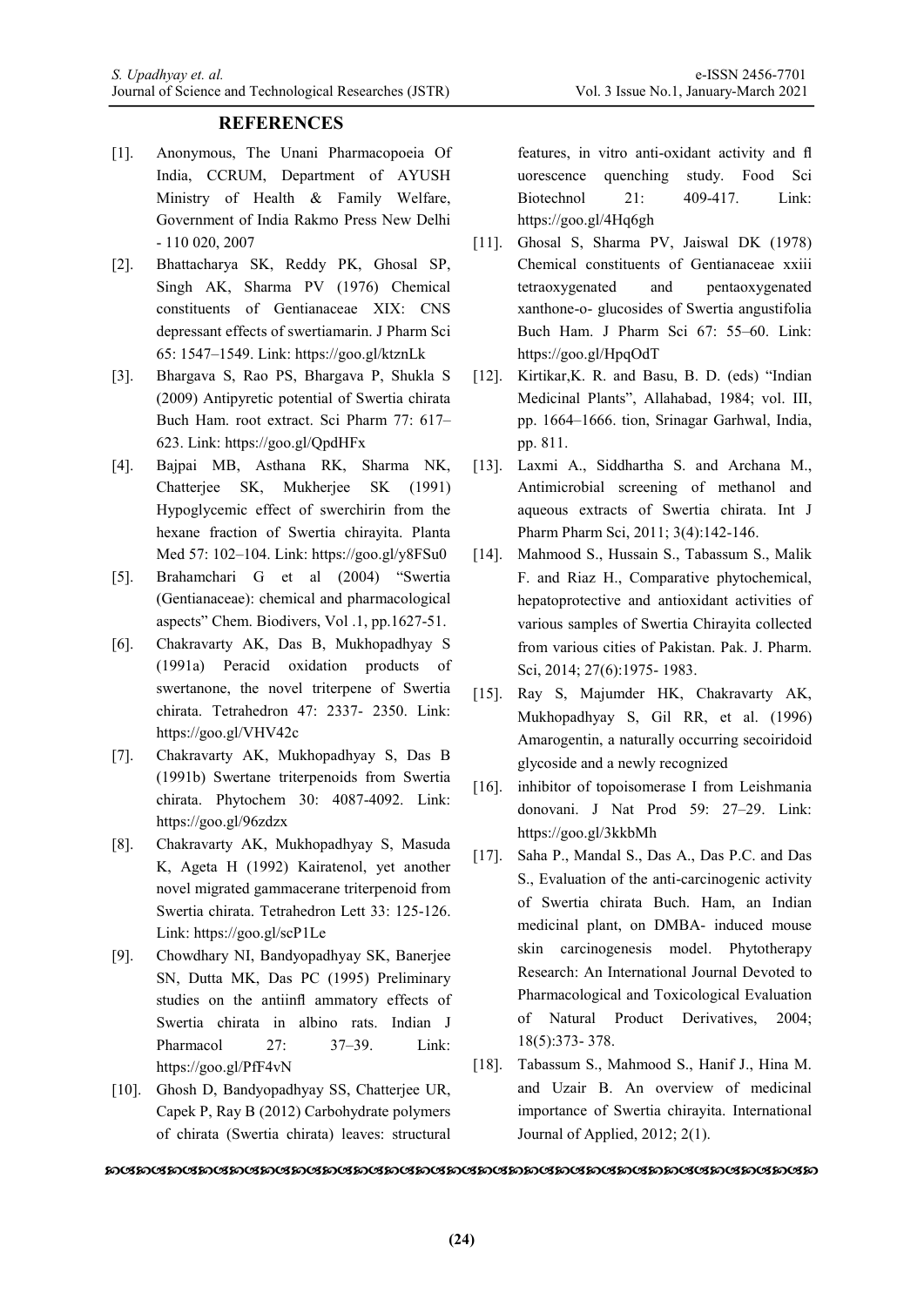## REFERENCES

[1]. Anonymous, The Unani Pharmacopoeia Of India, CCRUM, Department of AYUSH Ministry of Health & Family Welfare, Government of India Rakmo Press New Delhi - 110 020, 2007

[2]. Bhattacharya SK, Reddy PK, Ghosal SP, Singh AK, Sharma PV (1976) Chemical constituents of Gentianaceae XIX: CNS depressant effects of swertiamarin. J Pharm Sci 65: 1547–1549. Link: https://goo.gl/ktznLk

[3]. Bhargava S, Rao PS, Bhargava P, Shukla S (2009) Antipyretic potential of Swertia chirata Buch Ham. root extract. Sci Pharm 77: 617–623. Link: https://goo.gl/QpdHFx

[4]. Bajpai MB, Asthana RK, Sharma NK, Chatterjee SK, Mukherjee SK (1991) Hypoglycemic effect of swerchirin from the hexane fraction of Swertia chirayita. Planta Med 57: 102–104. Link: https://goo.gl/y8FSu0

[5]. Brahamchari G et al (2004) "Swertia (Gentianaceae): chemical and pharmacological aspects" Chem. Biodivers, Vol .1, pp.1627-51.

[6]. Chakravarty AK, Das B, Mukhopadhyay S (1991a) Peracid oxidation products of swertanone, the novel triterpene of Swertia chirata. Tetrahedron 47: 2337- 2350. Link: https://goo.gl/VHV42c

[7]. Chakravarty AK, Mukhopadhyay S, Das B (1991b) Swertane triterpenoids from Swertia chirata. Phytochem 30: 4087-4092. Link: https://goo.gl/96zdzx

[8]. Chakravarty AK, Mukhopadhyay S, Masuda K, Ageta H (1992) Kairatenol, yet another novel migrated gammacerane triterpenoid from Swertia chirata. Tetrahedron Lett 33: 125-126. Link: https://goo.gl/scP1Le

[9]. Chowdhary NI, Bandyopadhyay SK, Banerjee SN, Dutta MK, Das PC (1995) Preliminary studies on the antiinfl ammatory effects of Swertia chirata in albino rats. Indian J Pharmacol 27: 37–39. Link: https://goo.gl/PfF4vN

[10]. Ghosh D, Bandyopadhyay SS, Chatterjee UR, Capek P, Ray B (2012) Carbohydrate polymers of chirata (Swertia chirata) leaves: structural features, in vitro anti-oxidant activity and fl uorescence quenching study. Food Sci Biotechnol 21: 409-417. Link: https://goo.gl/4Hq6gh

[11]. Ghosal S, Sharma PV, Jaiswal DK (1978) Chemical constituents of Gentianaceae xxiii tetraoxygenated and pentaoxygenated xanthone-o- glucosides of Swertia angustifolia Buch Ham. J Pharm Sci 67: 55–60. Link: https://goo.gl/HpqOdT

[12]. Kirtikar,K. R. and Basu, B. D. (eds) "Indian Medicinal Plants", Allahabad, 1984; vol. III, pp. 1664–1666. tion, Srinagar Garhwal, India, pp. 811.

[13]. Laxmi A., Siddhartha S. and Archana M., Antimicrobial screening of methanol and aqueous extracts of Swertia chirata. Int J Pharm Pharm Sci, 2011; 3(4):142-146.

[14]. Mahmood S., Hussain S., Tabassum S., Malik F. and Riaz H., Comparative phytochemical, hepatoprotective and antioxidant activities of various samples of Swertia Chirayita collected from various cities of Pakistan. Pak. J. Pharm. Sci, 2014; 27(6):1975- 1983.

[15]. Ray S, Majumder HK, Chakravarty AK, Mukhopadhyay S, Gil RR, et al. (1996) Amarogentin, a naturally occurring secoiridoid glycoside and a newly recognized

[16]. inhibitor of topoisomerase I from Leishmania donovani. J Nat Prod 59: 27–29. Link: https://goo.gl/3kkbMh

[17]. Saha P., Mandal S., Das A., Das P.C. and Das S., Evaluation of the anti-carcinogenic activity of Swertia chirata Buch. Ham, an Indian medicinal plant, on DMBA- induced mouse skin carcinogenesis model. Phytotherapy Research: An International Journal Devoted to Pharmacological and Toxicological Evaluation of Natural Product Derivatives, 2004; 18(5):373- 378.

[18]. Tabassum S., Mahmood S., Hanif J., Hina M. and Uzair B. An overview of medicinal importance of Swertia chirayita. International Journal of Applied, 2012; 2(1).